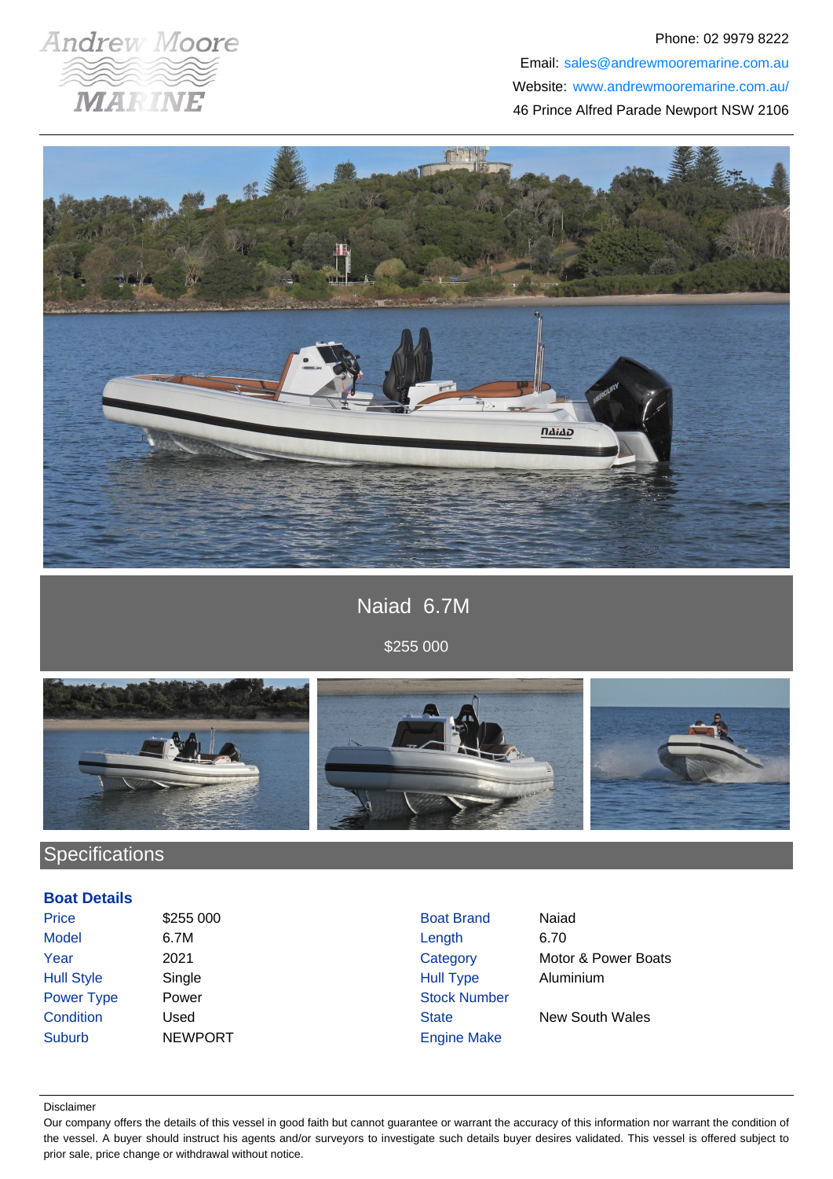Andrew Moore MARINE

Phone: 02 9979 8222
Email: sales@andrewmooremarine.com.au
Website: www.andrewmooremarine.com.au/
46 Prince Alfred Parade Newport NSW 2106

# Naiad 6.7M

$255 000

## Specifications

### Boat Details

| | | | |
|---|---|---|---|
| Price | $255 000 | Boat Brand | Naiad |
| Model | 6.7M | Length | 6.70 |
| Year | 2021 | Category | Motor & Power Boats |
| Hull Style | Single | Hull Type | Aluminium |
| Power Type | Power | Stock Number | |
| Condition | Used | State | New South Wales |
| Suburb | NEWPORT | Engine Make | |

Disclaimer

Our company offers the details of this vessel in good faith but cannot guarantee or warrant the accuracy of this information nor warrant the condition of the vessel. A buyer should instruct his agents and/or surveyors to investigate such details buyer desires validated. This vessel is offered subject to prior sale, price change or withdrawal without notice.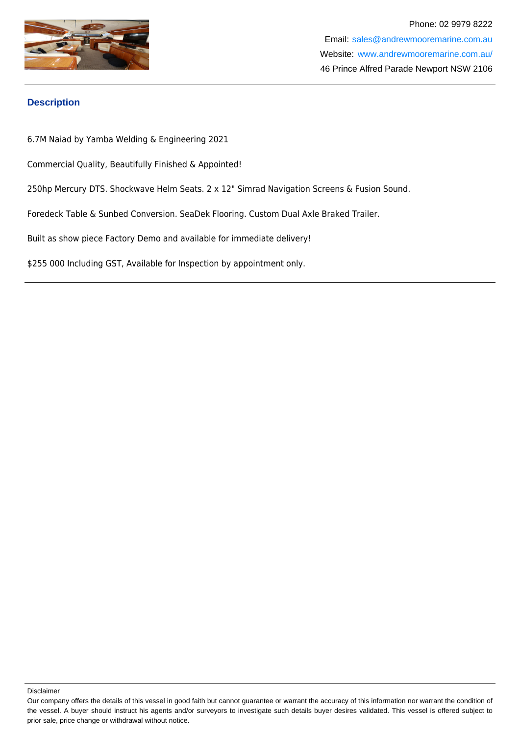Phone: 02 9979 8222

Email: sales@andrewmooremarine.com.au

Website: www.andrewmooremarine.com.au/

46 Prince Alfred Parade Newport NSW 2106

## Description

6.7M Naiad by Yamba Welding & Engineering 2021

Commercial Quality, Beautifully Finished & Appointed!

250hp Mercury DTS. Shockwave Helm Seats. 2 x 12" Simrad Navigation Screens & Fusion Sound.

Foredeck Table & Sunbed Conversion. SeaDek Flooring. Custom Dual Axle Braked Trailer.

Built as show piece Factory Demo and available for immediate delivery!

$255 000 Including GST, Available for Inspection by appointment only.

Disclaimer

Our company offers the details of this vessel in good faith but cannot guarantee or warrant the accuracy of this information nor warrant the condition of the vessel. A buyer should instruct his agents and/or surveyors to investigate such details buyer desires validated. This vessel is offered subject to prior sale, price change or withdrawal without notice.